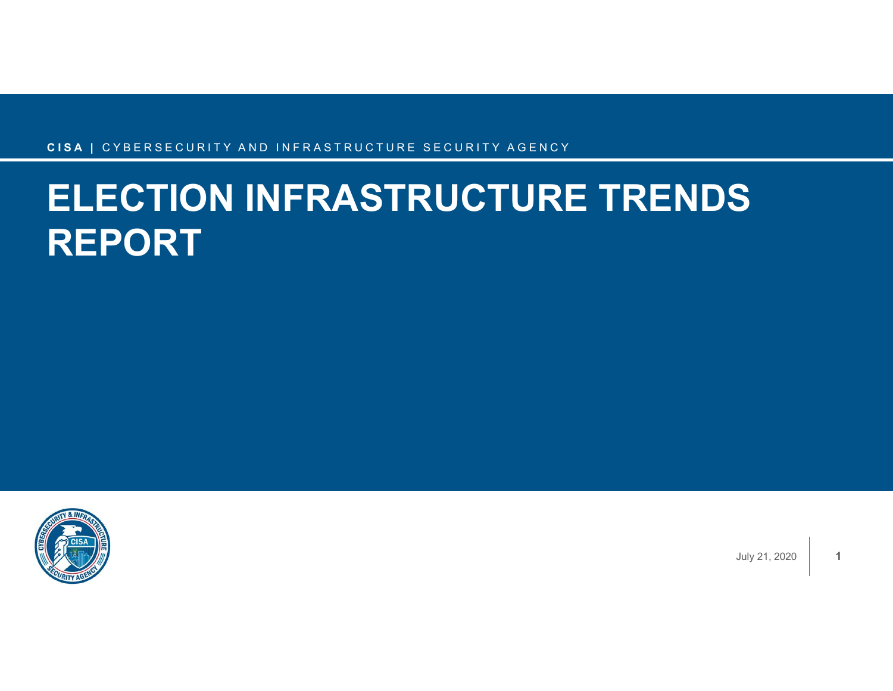**CISA** | CYBERSECURITY AND INFRASTRUCTURE SECURITY AGENCY

# ELECTION INFRASTRUCTURE TRENDS REPORT

July 21, 2020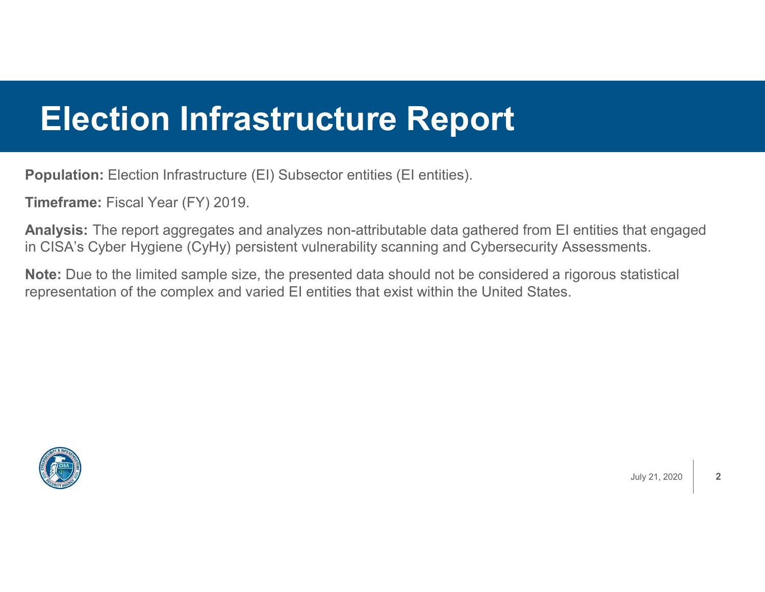# Election Infrastructure Report

**Population:** Election Infrastructure (EI) Subsector entities (EI entities).

**Timeframe:** Fiscal Year (FY) 2019.

**Analysis:** The report aggregates and analyzes non-attributable data gathered from EI entities that engaged in CISA's Cyber Hygiene (CyHy) persistent vulnerability scanning and Cybersecurity Assessments.

**Note:** Due to the limited sample size, the presented data should not be considered a rigorous statistical representation of the complex and varied EI entities that exist within the United States.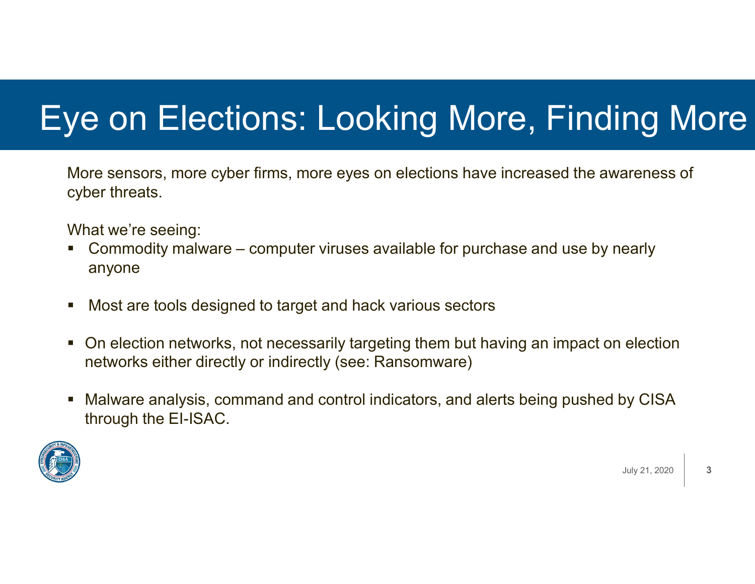# Eye on Elections: Looking More, Finding More

More sensors, more cyber firms, more eyes on elections have increased the awareness of cyber threats.

What we're seeing:

- Commodity malware – computer viruses available for purchase and use by nearly anyone
- Most are tools designed to target and hack various sectors
- On election networks, not necessarily targeting them but having an impact on election networks either directly or indirectly (see: Ransomware)
- Malware analysis, command and control indicators, and alerts being pushed by CISA through the EI-ISAC.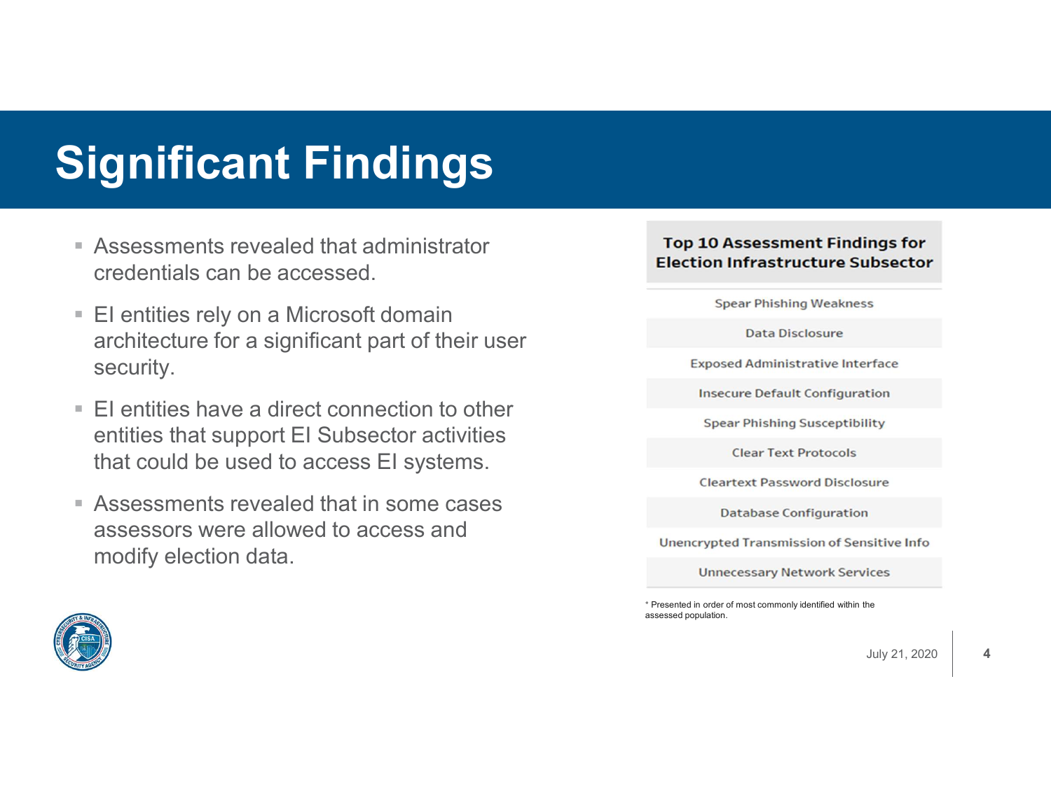# Significant Findings

- Assessments revealed that administrator credentials can be accessed.
- EI entities rely on a Microsoft domain architecture for a significant part of their user security.
- EI entities have a direct connection to other entities that support EI Subsector activities that could be used to access EI systems.
- Assessments revealed that in some cases assessors were allowed to access and modify election data.

| Top 10 Assessment Findings for Election Infrastructure Subsector |
|---|
| Spear Phishing Weakness |
| Data Disclosure |
| Exposed Administrative Interface |
| Insecure Default Configuration |
| Spear Phishing Susceptibility |
| Clear Text Protocols |
| Cleartext Password Disclosure |
| Database Configuration |
| Unencrypted Transmission of Sensitive Info |
| Unnecessary Network Services |

\* Presented in order of most commonly identified within the assessed population.

July 21, 2020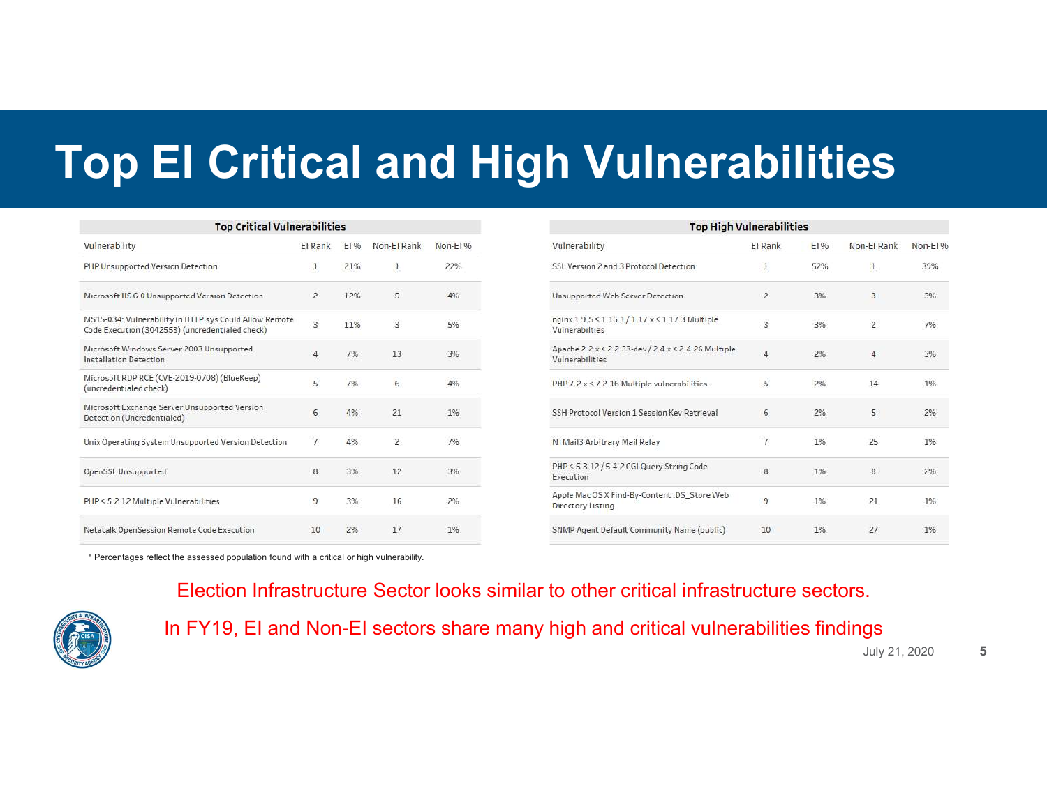# Top EI Critical and High Vulnerabilities

**Top Critical Vulnerabilities**

| Vulnerability | EI Rank | EI % | Non-EI Rank | Non-EI % |
|---|---|---|---|---|
| PHP Unsupported Version Detection | 1 | 21% | 1 | 22% |
| Microsoft IIS 6.0 Unsupported Version Detection | 2 | 12% | 5 | 4% |
| MS15-034: Vulnerability in HTTP.sys Could Allow Remote Code Execution (3042553) (uncredentialed check) | 3 | 11% | 3 | 5% |
| Microsoft Windows Server 2003 Unsupported Installation Detection | 4 | 7% | 13 | 3% |
| Microsoft RDP RCE (CVE-2019-0708) (BlueKeep) (uncredentialed check) | 5 | 7% | 6 | 4% |
| Microsoft Exchange Server Unsupported Version Detection (Uncredentialed) | 6 | 4% | 21 | 1% |
| Unix Operating System Unsupported Version Detection | 7 | 4% | 2 | 7% |
| OpenSSL Unsupported | 8 | 3% | 12 | 3% |
| PHP < 5.2.12 Multiple Vulnerabilities | 9 | 3% | 16 | 2% |
| Netatalk OpenSession Remote Code Execution | 10 | 2% | 17 | 1% |

**Top High Vulnerabilities**

| Vulnerability | EI Rank | EI % | Non-EI Rank | Non-EI % |
|---|---|---|---|---|
| SSL Version 2 and 3 Protocol Detection | 1 | 52% | 1 | 39% |
| Unsupported Web Server Detection | 2 | 3% | 3 | 3% |
| nginx 1.9.5 < 1.16.1 / 1.17.x < 1.17.3 Multiple Vulnerabilties | 3 | 3% | 2 | 7% |
| Apache 2.2.x < 2.2.33-dev / 2.4.x < 2.4.26 Multiple Vulnerabilities | 4 | 2% | 4 | 3% |
| PHP 7.2.x < 7.2.16 Multiple vulnerabilities. | 5 | 2% | 14 | 1% |
| SSH Protocol Version 1 Session Key Retrieval | 6 | 2% | 5 | 2% |
| NTMail3 Arbitrary Mail Relay | 7 | 1% | 25 | 1% |
| PHP < 5.3.12 / 5.4.2 CGI Query String Code Execution | 8 | 1% | 8 | 2% |
| Apple Mac OS X Find-By-Content .DS_Store Web Directory Listing | 9 | 1% | 21 | 1% |
| SNMP Agent Default Community Name (public) | 10 | 1% | 27 | 1% |

\* Percentages reflect the assessed population found with a critical or high vulnerability.

Election Infrastructure Sector looks similar to other critical infrastructure sectors.

In FY19, EI and Non-EI sectors share many high and critical vulnerabilities findings

July 21, 2020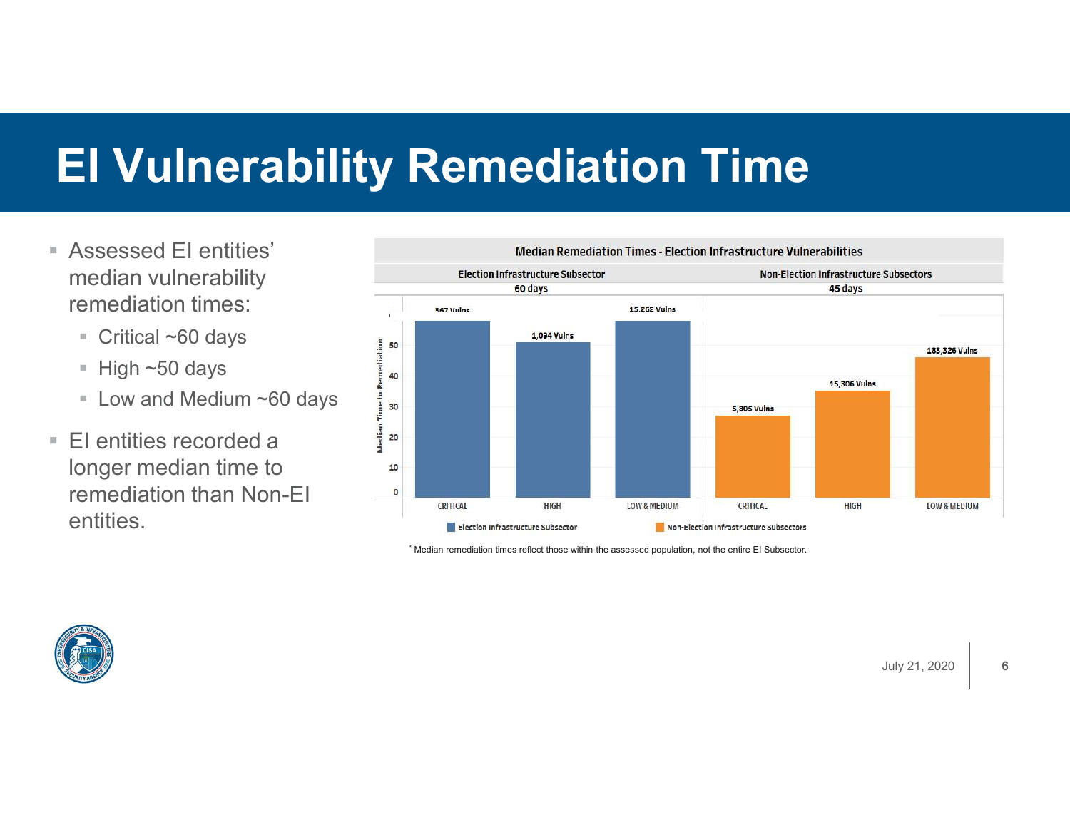# EI Vulnerability Remediation Time

- Assessed EI entities' median vulnerability remediation times:
  - Critical ~60 days
  - High ~50 days
  - Low and Medium ~60 days
- EI entities recorded a longer median time to remediation than Non-EI entities.

**Median Remediation Times - Election Infrastructure Vulnerabilities**

| | Election Infrastructure Subsector (60 days) | | | Non-Election Infrastructure Subsectors (45 days) | | |
|---|---|---|---|---|---|---|
| | CRITICAL | HIGH | LOW & MEDIUM | CRITICAL | HIGH | LOW & MEDIUM |
| Vulns | 367 Vulns | 1,094 Vulns | 15,262 Vulns | 5,805 Vulns | 15,306 Vulns | 183,326 Vulns |

Median Time to Remediation

Election Infrastructure Subsector | Non-Election Infrastructure Subsectors

* Median remediation times reflect those within the assessed population, not the entire EI Subsector.

July 21, 2020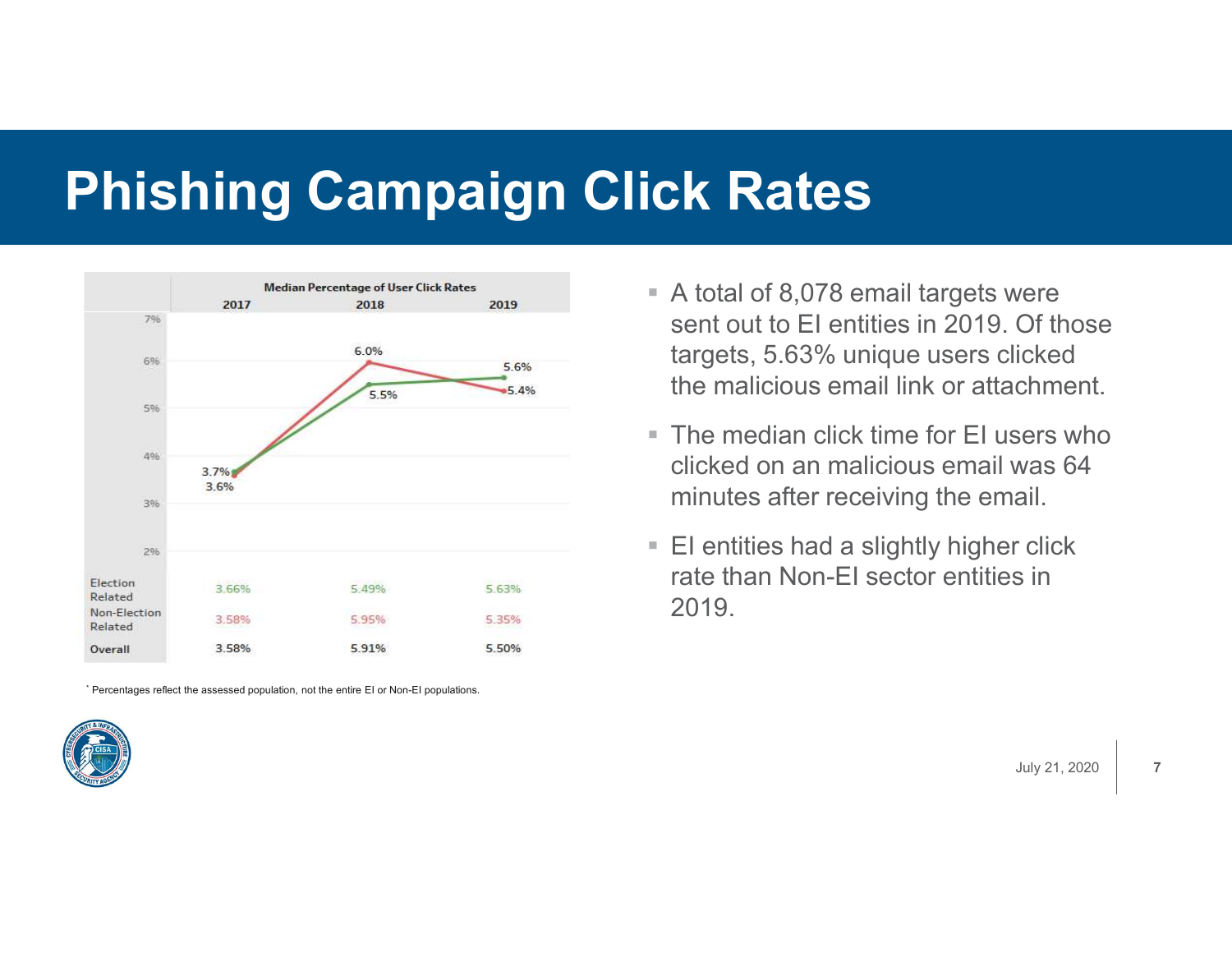# Phishing Campaign Click Rates

**Median Percentage of User Click Rates**

| | 2017 | 2018 | 2019 |
|---|---|---|---|
| Election Related | 3.66% | 5.49% | 5.63% |
| Non-Election Related | 3.58% | 5.95% | 5.35% |
| Overall | 3.58% | 5.91% | 5.50% |

[*] Percentages reflect the assessed population, not the entire EI or Non-EI populations.

- A total of 8,078 email targets were sent out to EI entities in 2019. Of those targets, 5.63% unique users clicked the malicious email link or attachment.
- The median click time for EI users who clicked on an malicious email was 64 minutes after receiving the email.
- EI entities had a slightly higher click rate than Non-EI sector entities in 2019.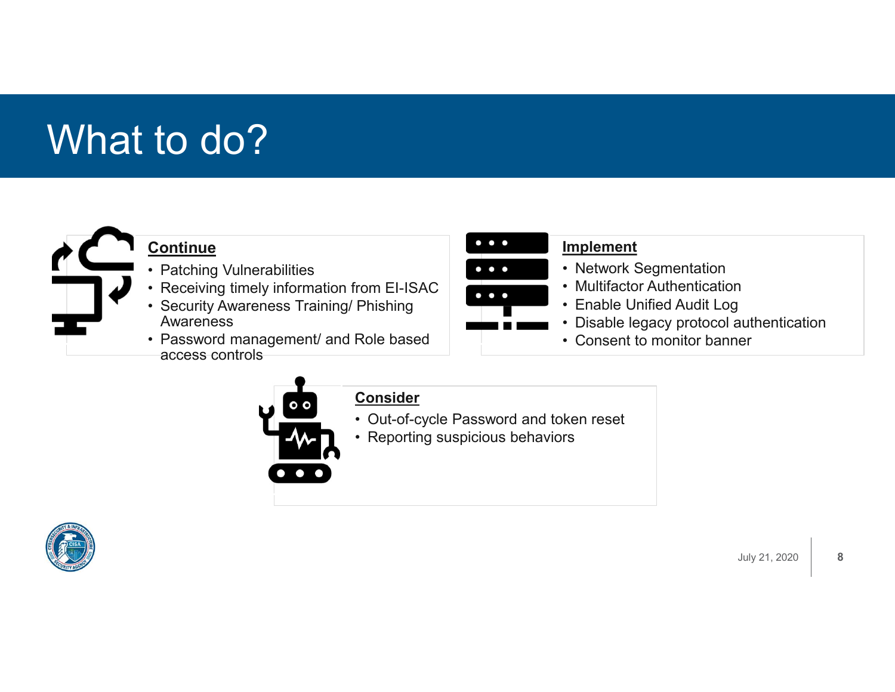# What to do?

## Continue

- Patching Vulnerabilities
- Receiving timely information from EI-ISAC
- Security Awareness Training/ Phishing Awareness
- Password management/ and Role based access controls

## Implement

- Network Segmentation
- Multifactor Authentication
- Enable Unified Audit Log
- Disable legacy protocol authentication
- Consent to monitor banner

## Consider

- Out-of-cycle Password and token reset
- Reporting suspicious behaviors

July 21, 2020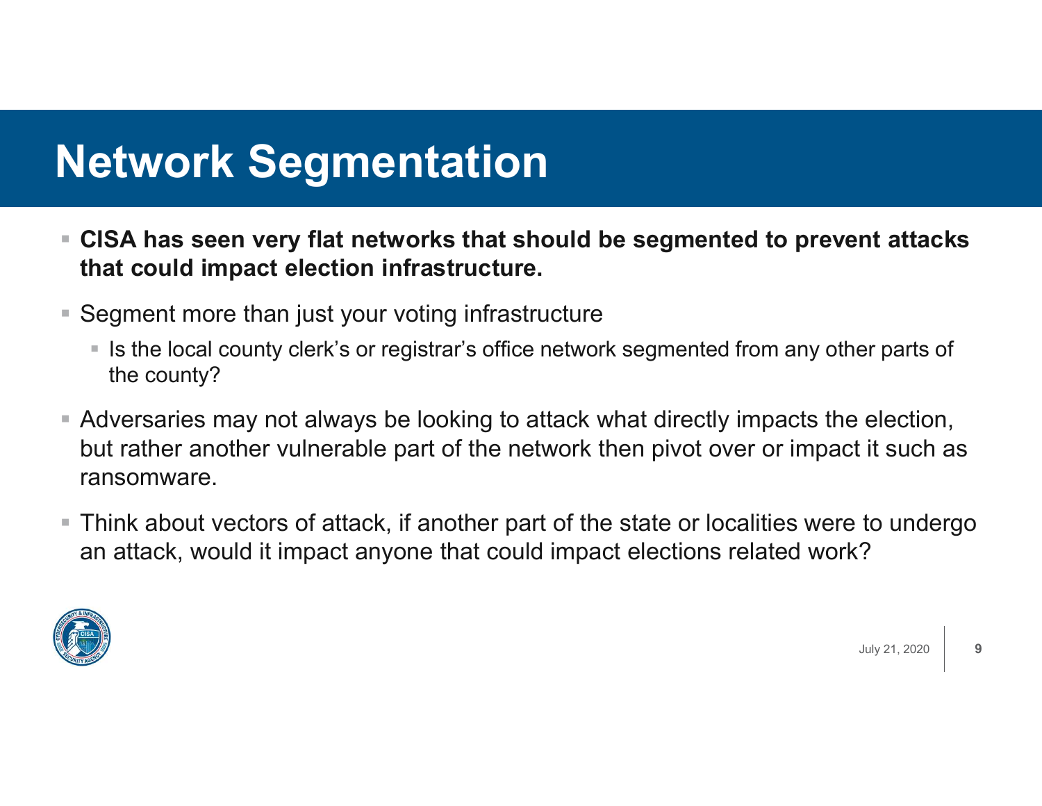# Network Segmentation

- **CISA has seen very flat networks that should be segmented to prevent attacks that could impact election infrastructure.**
- Segment more than just your voting infrastructure
  - Is the local county clerk's or registrar's office network segmented from any other parts of the county?
- Adversaries may not always be looking to attack what directly impacts the election, but rather another vulnerable part of the network then pivot over or impact it such as ransomware.
- Think about vectors of attack, if another part of the state or localities were to undergo an attack, would it impact anyone that could impact elections related work?

July 21, 2020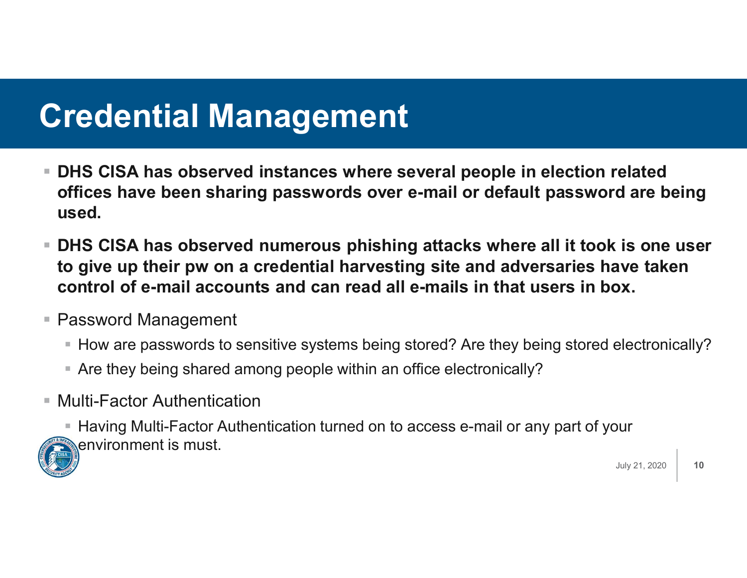# Credential Management

- **DHS CISA has observed instances where several people in election related offices have been sharing passwords over e-mail or default password are being used.**
- **DHS CISA has observed numerous phishing attacks where all it took is one user to give up their pw on a credential harvesting site and adversaries have taken control of e-mail accounts and can read all e-mails in that users in box.**
- Password Management
  - How are passwords to sensitive systems being stored? Are they being stored electronically?
  - Are they being shared among people within an office electronically?
- Multi-Factor Authentication
  - Having Multi-Factor Authentication turned on to access e-mail or any part of your environment is must.

July 21, 2020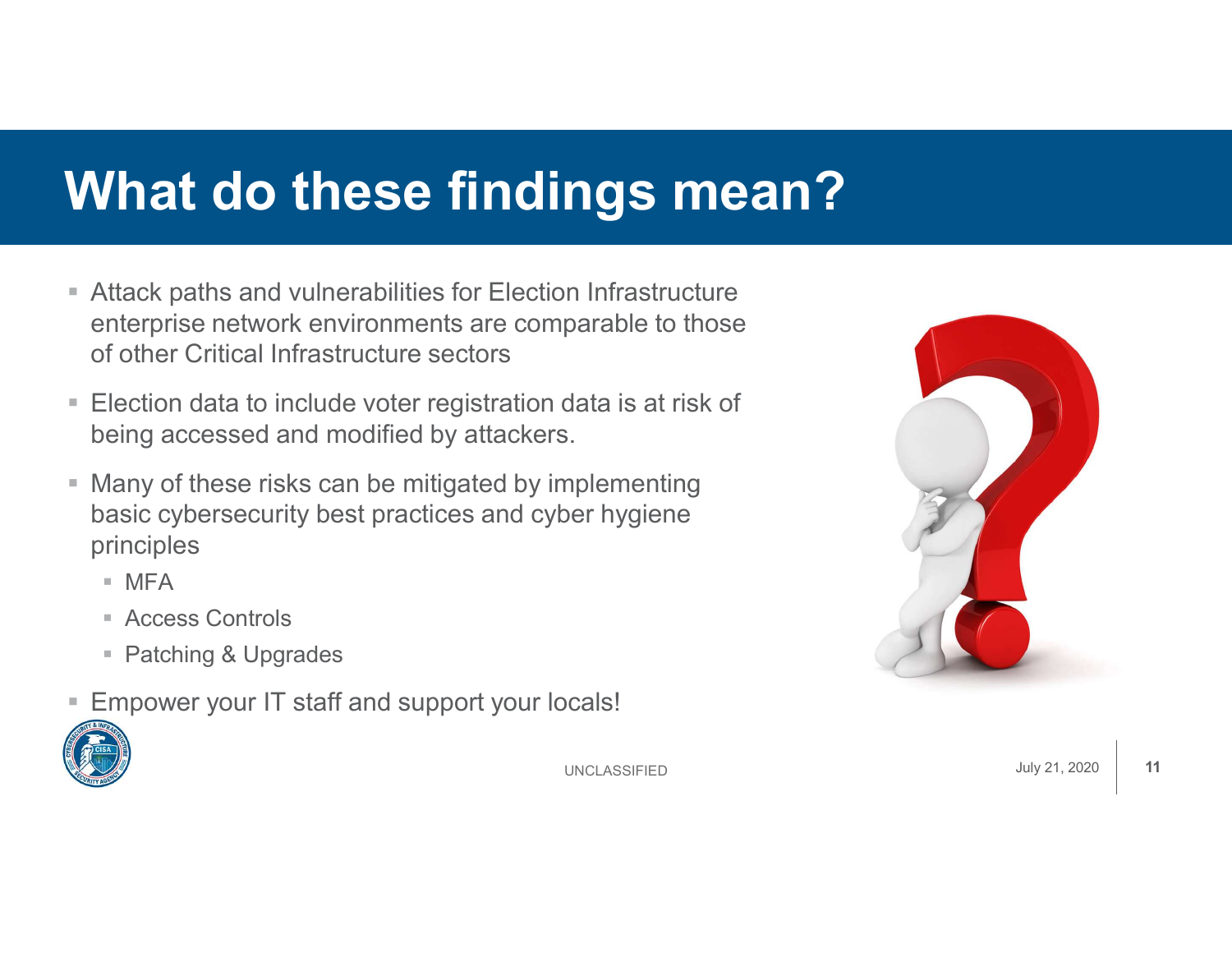# What do these findings mean?

- Attack paths and vulnerabilities for Election Infrastructure enterprise network environments are comparable to those of other Critical Infrastructure sectors
- Election data to include voter registration data is at risk of being accessed and modified by attackers.
- Many of these risks can be mitigated by implementing basic cybersecurity best practices and cyber hygiene principles
  - MFA
  - Access Controls
  - Patching & Upgrades
- Empower your IT staff and support your locals!

UNCLASSIFIED

July 21, 2020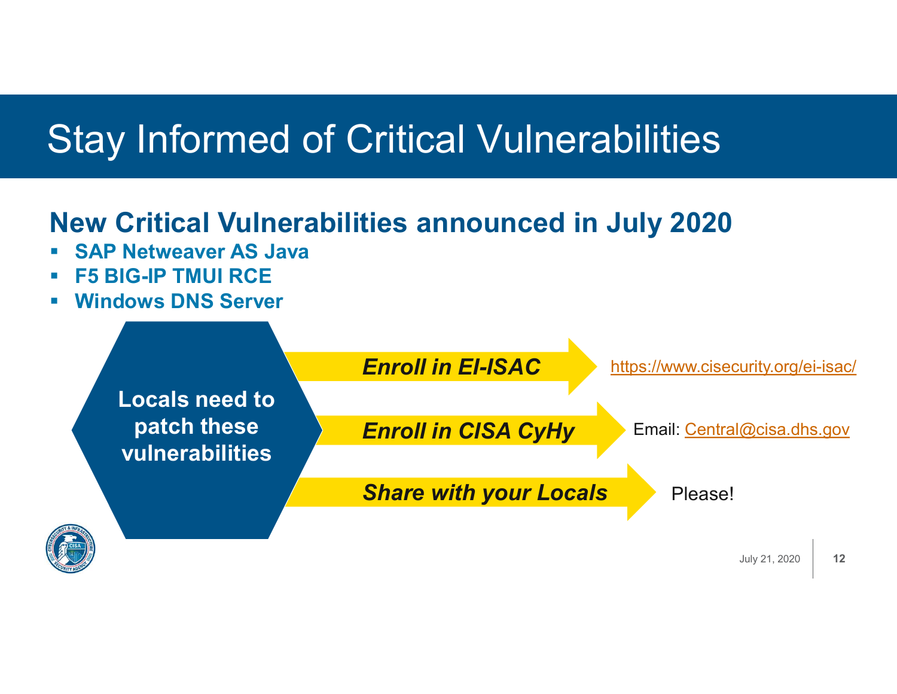# Stay Informed of Critical Vulnerabilities

## New Critical Vulnerabilities announced in July 2020

- **SAP Netweaver AS Java**
- **F5 BIG-IP TMUI RCE**
- **Windows DNS Server**

**Locals need to patch these vulnerabilities**

- ***Enroll in EI-ISAC*** → https://www.cisecurity.org/ei-isac/
- ***Enroll in CISA CyHy*** → Email: Central@cisa.dhs.gov
- ***Share with your Locals*** → Please!

July 21, 2020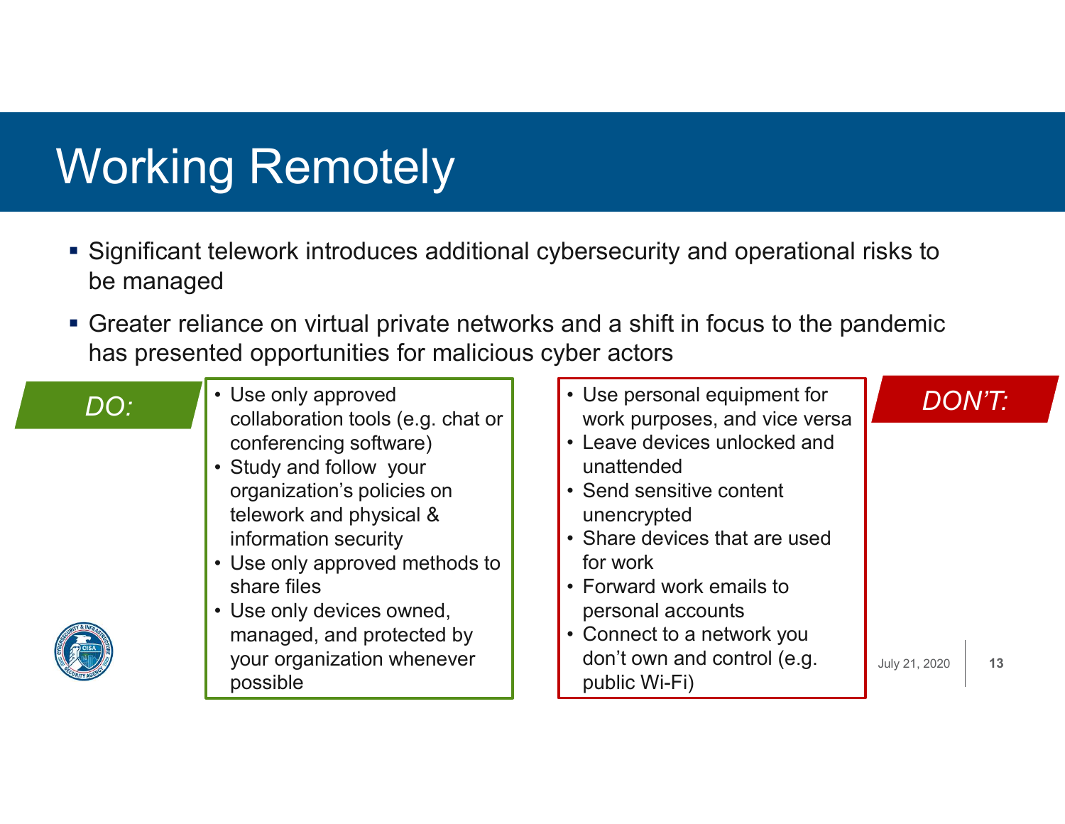# Working Remotely

- Significant telework introduces additional cybersecurity and operational risks to be managed
- Greater reliance on virtual private networks and a shift in focus to the pandemic has presented opportunities for malicious cyber actors

*DO:*

- Use only approved collaboration tools (e.g. chat or conferencing software)
- Study and follow your organization's policies on telework and physical & information security
- Use only approved methods to share files
- Use only devices owned, managed, and protected by your organization whenever possible

*DON'T:*

- Use personal equipment for work purposes, and vice versa
- Leave devices unlocked and unattended
- Send sensitive content unencrypted
- Share devices that are used for work
- Forward work emails to personal accounts
- Connect to a network you don't own and control (e.g. public Wi-Fi)

July 21, 2020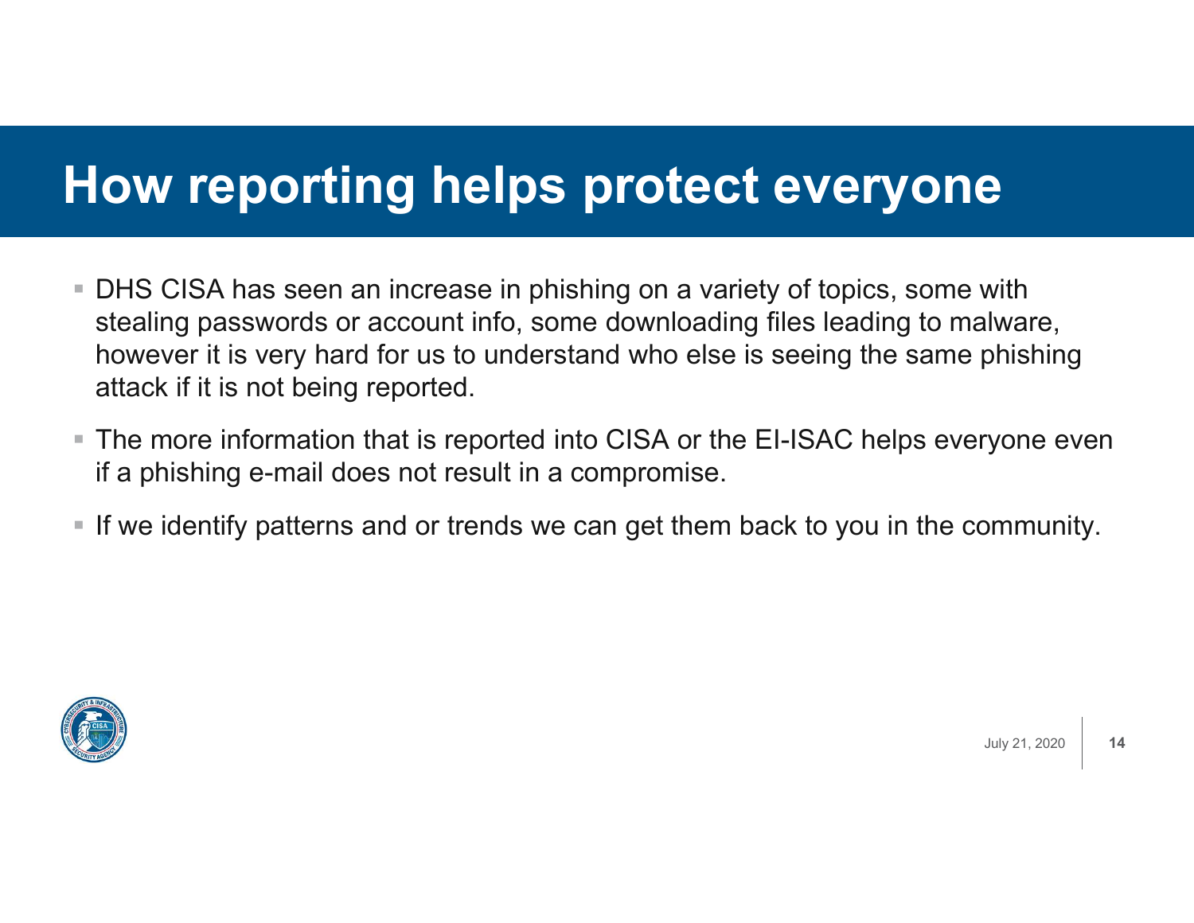# How reporting helps protect everyone

- DHS CISA has seen an increase in phishing on a variety of topics, some with stealing passwords or account info, some downloading files leading to malware, however it is very hard for us to understand who else is seeing the same phishing attack if it is not being reported.
- The more information that is reported into CISA or the EI-ISAC helps everyone even if a phishing e-mail does not result in a compromise.
- If we identify patterns and or trends we can get them back to you in the community.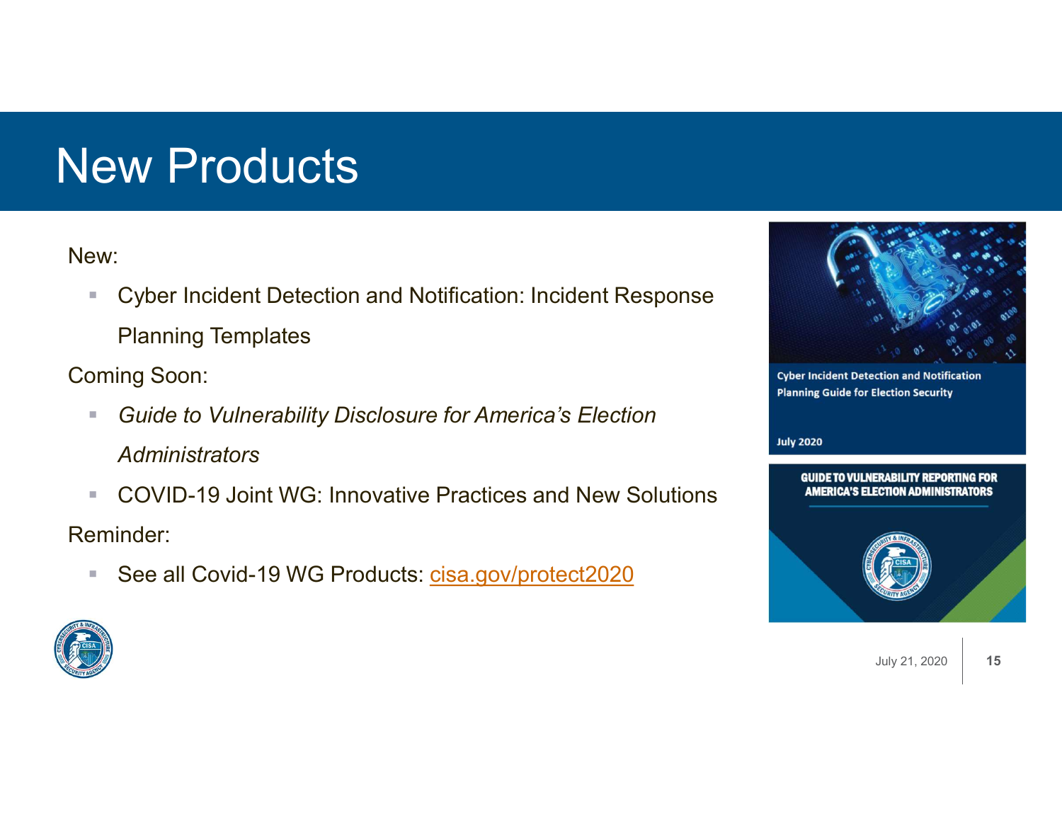# New Products

New:

- Cyber Incident Detection and Notification: Incident Response Planning Templates

Coming Soon:

- *Guide to Vulnerability Disclosure for America's Election Administrators*
- COVID-19 Joint WG: Innovative Practices and New Solutions

Reminder:

- See all Covid-19 WG Products: cisa.gov/protect2020

Cyber Incident Detection and Notification Planning Guide for Election Security

July 2020

GUIDE TO VULNERABILITY REPORTING FOR AMERICA'S ELECTION ADMINISTRATORS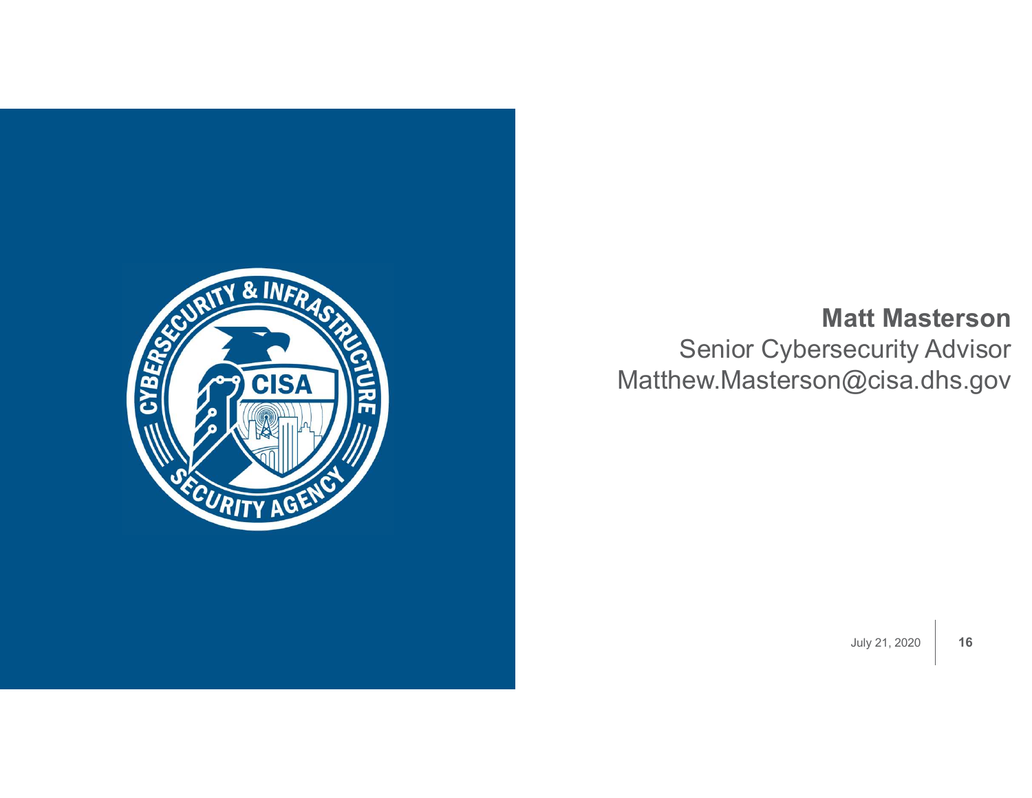**Matt Masterson**

Senior Cybersecurity Advisor

Matthew.Masterson@cisa.dhs.gov

July 21, 2020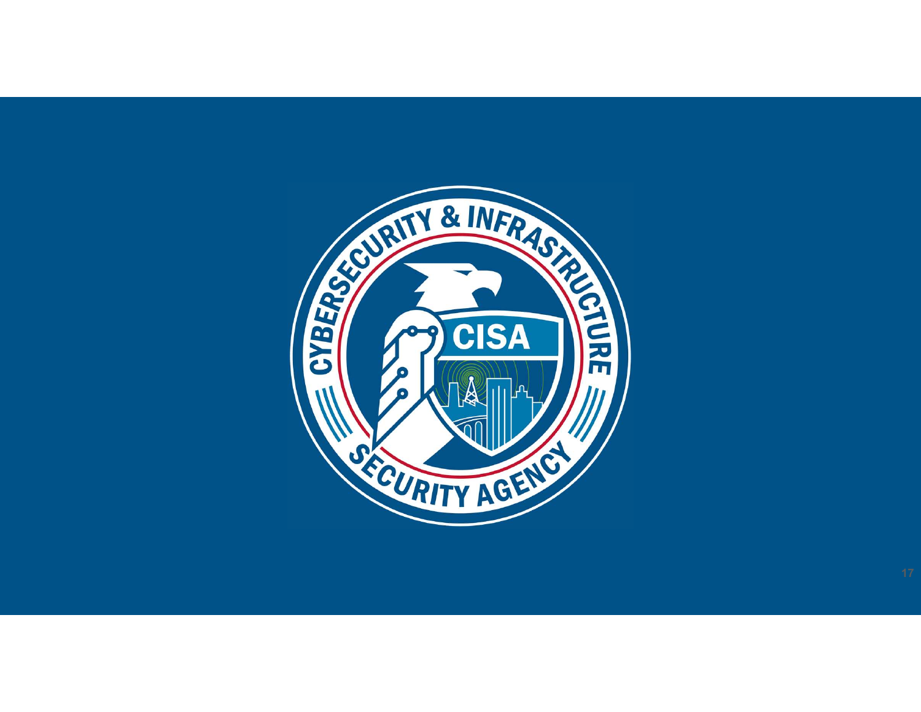CYBERSECURITY & INFRASTRUCTURE SECURITY AGENCY

CISA